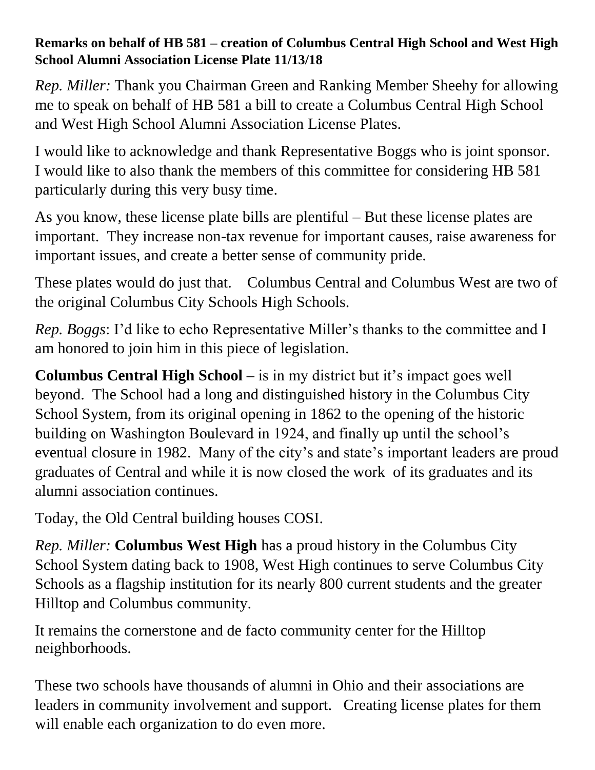**Remarks on behalf of HB 581 – creation of Columbus Central High School and West High School Alumni Association License Plate 11/13/18**

*Rep. Miller:* Thank you Chairman Green and Ranking Member Sheehy for allowing me to speak on behalf of HB 581 a bill to create a Columbus Central High School and West High School Alumni Association License Plates.

I would like to acknowledge and thank Representative Boggs who is joint sponsor. I would like to also thank the members of this committee for considering HB 581 particularly during this very busy time.

As you know, these license plate bills are plentiful – But these license plates are important. They increase non-tax revenue for important causes, raise awareness for important issues, and create a better sense of community pride.

These plates would do just that. Columbus Central and Columbus West are two of the original Columbus City Schools High Schools.

*Rep. Boggs*: I'd like to echo Representative Miller's thanks to the committee and I am honored to join him in this piece of legislation.

**Columbus Central High School –** is in my district but it's impact goes well beyond. The School had a long and distinguished history in the Columbus City School System, from its original opening in 1862 to the opening of the historic building on Washington Boulevard in 1924, and finally up until the school's eventual closure in 1982. Many of the city's and state's important leaders are proud graduates of Central and while it is now closed the work of its graduates and its alumni association continues.

Today, the Old Central building houses COSI.

*Rep. Miller:* **Columbus West High** has a proud history in the Columbus City School System dating back to 1908, West High continues to serve Columbus City Schools as a flagship institution for its nearly 800 current students and the greater Hilltop and Columbus community.

It remains the cornerstone and de facto community center for the Hilltop neighborhoods.

These two schools have thousands of alumni in Ohio and their associations are leaders in community involvement and support. Creating license plates for them will enable each organization to do even more.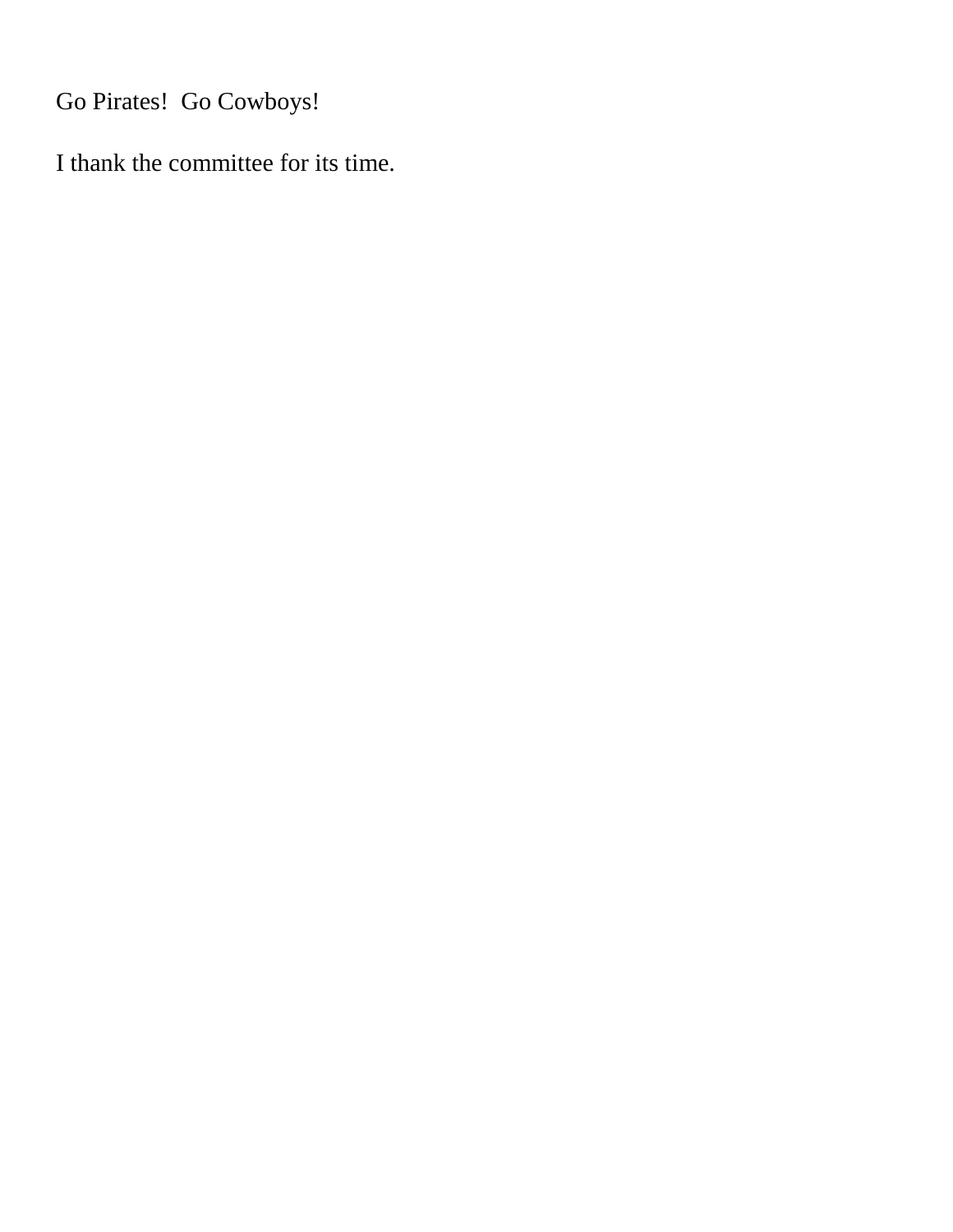Go Pirates!  Go Cowboys!

I thank the committee for its time.